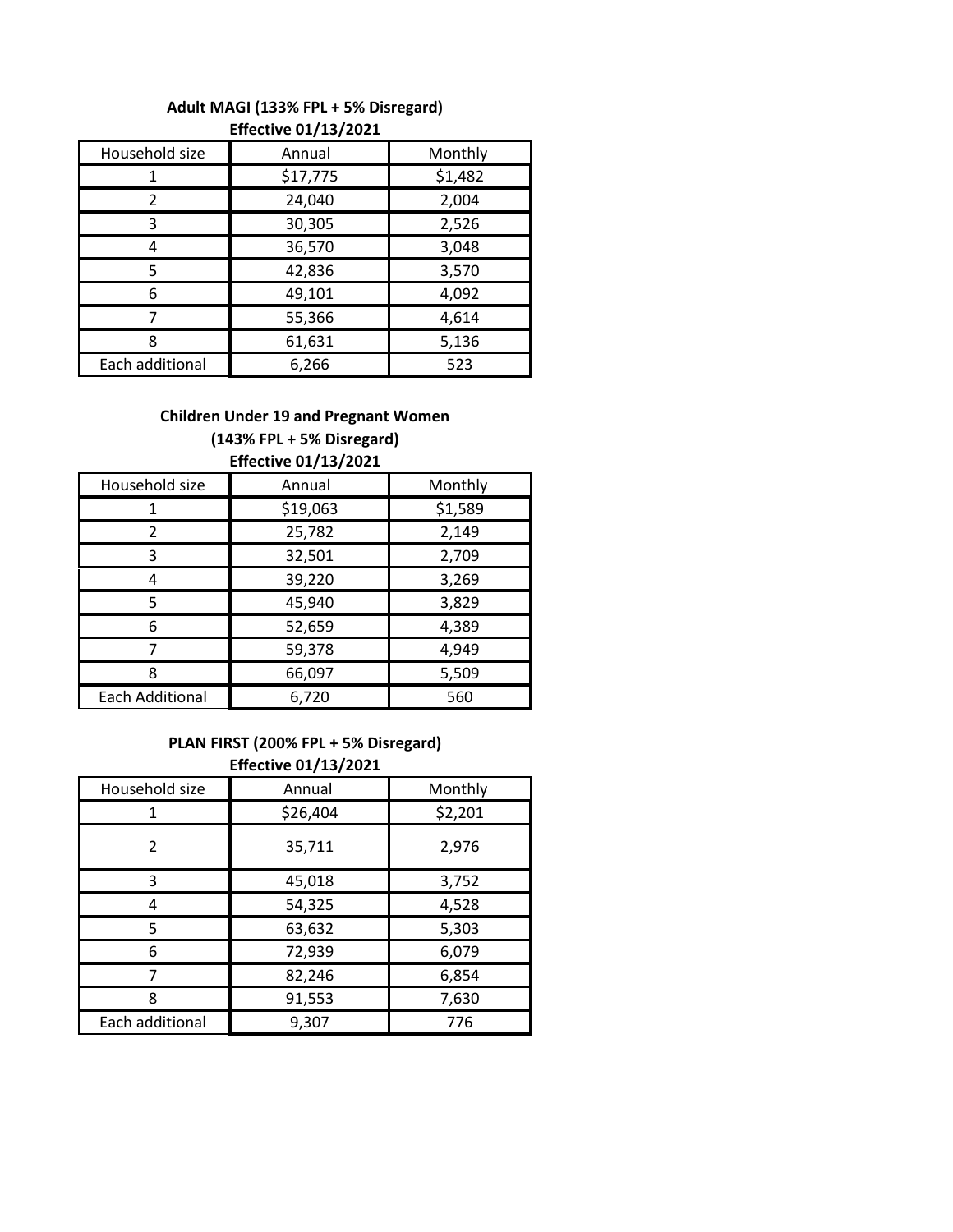**Adult MAGI (133% FPL + 5% Disregard)**
**Effective 01/13/2021**

| Household size | Annual | Monthly |
|---|---|---|
| 1 | $17,775 | $1,482 |
| 2 | 24,040 | 2,004 |
| 3 | 30,305 | 2,526 |
| 4 | 36,570 | 3,048 |
| 5 | 42,836 | 3,570 |
| 6 | 49,101 | 4,092 |
| 7 | 55,366 | 4,614 |
| 8 | 61,631 | 5,136 |
| Each additional | 6,266 | 523 |

**Children Under 19 and Pregnant Women**
**(143% FPL + 5% Disregard)**
**Effective 01/13/2021**

| Household size | Annual | Monthly |
|---|---|---|
| 1 | $19,063 | $1,589 |
| 2 | 25,782 | 2,149 |
| 3 | 32,501 | 2,709 |
| 4 | 39,220 | 3,269 |
| 5 | 45,940 | 3,829 |
| 6 | 52,659 | 4,389 |
| 7 | 59,378 | 4,949 |
| 8 | 66,097 | 5,509 |
| Each Additional | 6,720 | 560 |

**PLAN FIRST (200% FPL + 5% Disregard)**
**Effective 01/13/2021**

| Household size | Annual | Monthly |
|---|---|---|
| 1 | $26,404 | $2,201 |
| 2 | 35,711 | 2,976 |
| 3 | 45,018 | 3,752 |
| 4 | 54,325 | 4,528 |
| 5 | 63,632 | 5,303 |
| 6 | 72,939 | 6,079 |
| 7 | 82,246 | 6,854 |
| 8 | 91,553 | 7,630 |
| Each additional | 9,307 | 776 |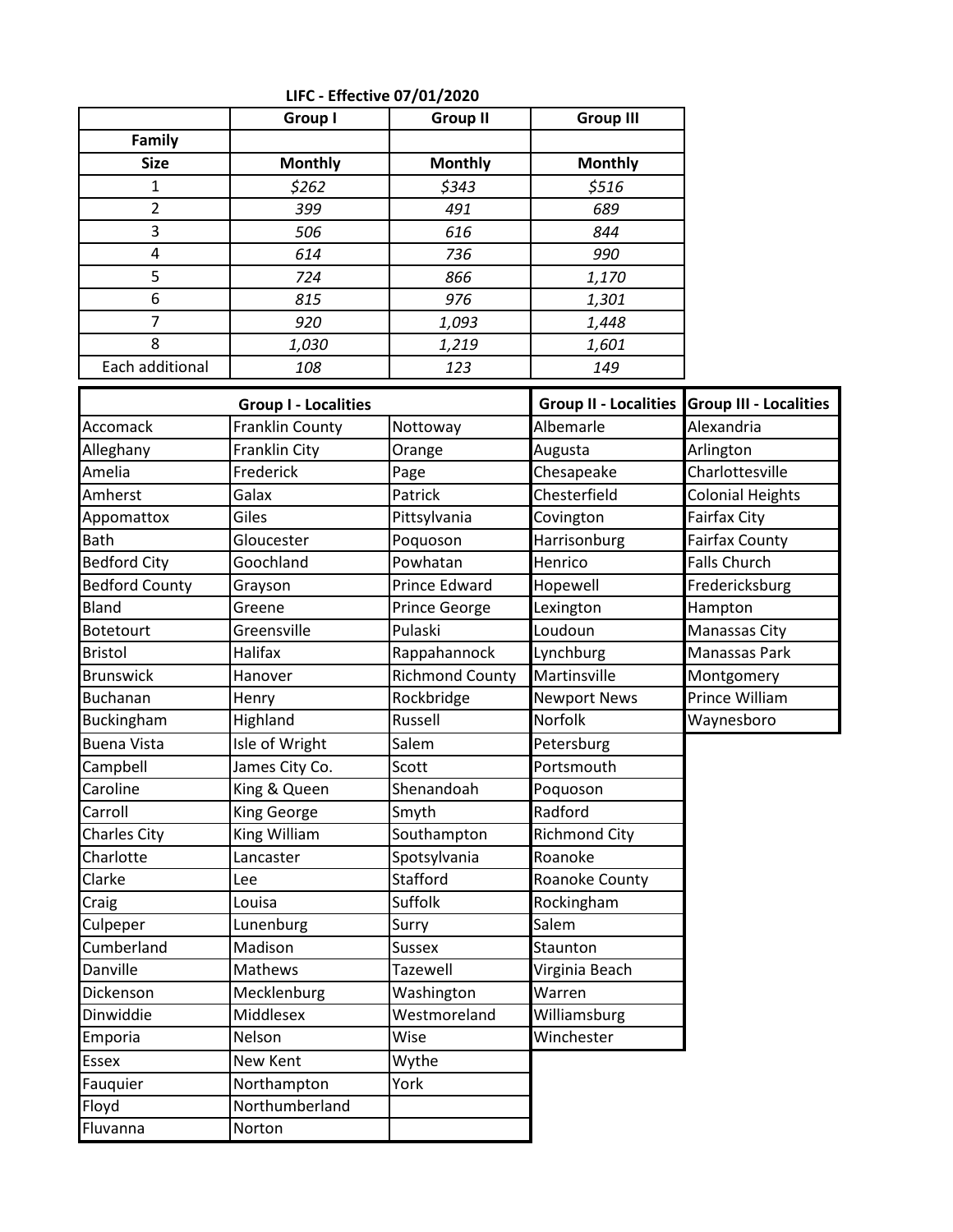**LIFC - Effective 07/01/2020**

| Family Size | Group I Monthly | Group II Monthly | Group III Monthly |
|---|---|---|---|
| 1 | *$262* | *$343* | *$516* |
| 2 | *399* | *491* | *689* |
| 3 | *506* | *616* | *844* |
| 4 | *614* | *736* | *990* |
| 5 | *724* | *866* | *1,170* |
| 6 | *815* | *976* | *1,301* |
| 7 | *920* | *1,093* | *1,448* |
| 8 | *1,030* | *1,219* | *1,601* |
| Each additional | *108* | *123* | *149* |

| Group I - Localities | | | Group II - Localities | Group III - Localities |
|---|---|---|---|---|
| Accomack | Franklin County | Nottoway | Albemarle | Alexandria |
| Alleghany | Franklin City | Orange | Augusta | Arlington |
| Amelia | Frederick | Page | Chesapeake | Charlottesville |
| Amherst | Galax | Patrick | Chesterfield | Colonial Heights |
| Appomattox | Giles | Pittsylvania | Covington | Fairfax City |
| Bath | Gloucester | Poquoson | Harrisonburg | Fairfax County |
| Bedford City | Goochland | Powhatan | Henrico | Falls Church |
| Bedford County | Grayson | Prince Edward | Hopewell | Fredericksburg |
| Bland | Greene | Prince George | Lexington | Hampton |
| Botetourt | Greensville | Pulaski | Loudoun | Manassas City |
| Bristol | Halifax | Rappahannock | Lynchburg | Manassas Park |
| Brunswick | Hanover | Richmond County | Martinsville | Montgomery |
| Buchanan | Henry | Rockbridge | Newport News | Prince William |
| Buckingham | Highland | Russell | Norfolk | Waynesboro |
| Buena Vista | Isle of Wright | Salem | Petersburg | |
| Campbell | James City Co. | Scott | Portsmouth | |
| Caroline | King & Queen | Shenandoah | Poquoson | |
| Carroll | King George | Smyth | Radford | |
| Charles City | King William | Southampton | Richmond City | |
| Charlotte | Lancaster | Spotsylvania | Roanoke | |
| Clarke | Lee | Stafford | Roanoke County | |
| Craig | Louisa | Suffolk | Rockingham | |
| Culpeper | Lunenburg | Surry | Salem | |
| Cumberland | Madison | Sussex | Staunton | |
| Danville | Mathews | Tazewell | Virginia Beach | |
| Dickenson | Mecklenburg | Washington | Warren | |
| Dinwiddie | Middlesex | Westmoreland | Williamsburg | |
| Emporia | Nelson | Wise | Winchester | |
| Essex | New Kent | Wythe | | |
| Fauquier | Northampton | York | | |
| Floyd | Northumberland | | | |
| Fluvanna | Norton | | | |